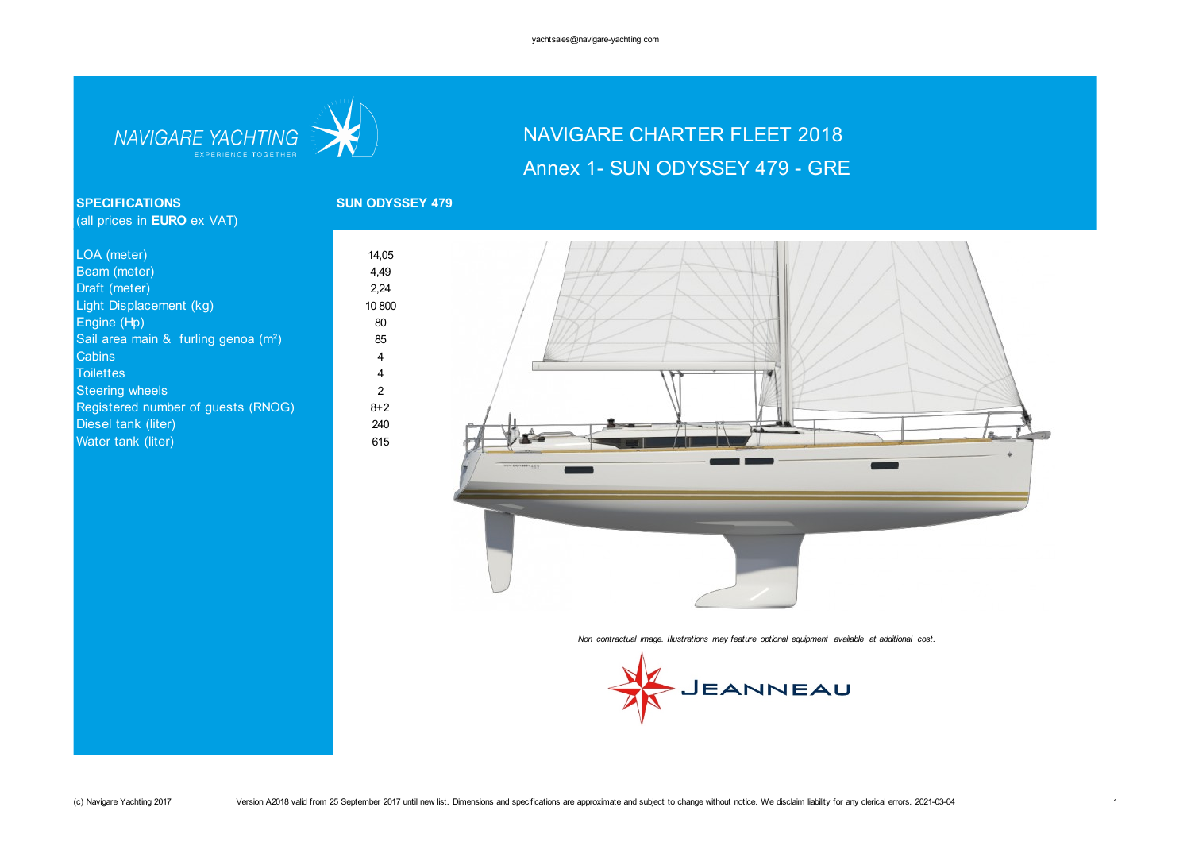yachtsales@navigare-yachting.com

NAVIGARE YACHTING
EXPERIENCE TOGETHER

# NAVIGARE CHARTER FLEET 2018

## Annex 1- SUN ODYSSEY 479 - GRE

| **SPECIFICATIONS** (all prices in **EURO** ex VAT) | **SUN ODYSSEY 479** |
|---|---|
| LOA (meter) | 14,05 |
| Beam (meter) | 4,49 |
| Draft (meter) | 2,24 |
| Light Displacement (kg) | 10 800 |
| Engine (Hp) | 80 |
| Sail area main & furling genoa (m²) | 85 |
| Cabins | 4 |
| Toilettes | 4 |
| Steering wheels | 2 |
| Registered number of guests (RNOG) | 8+2 |
| Diesel tank (liter) | 240 |
| Water tank (liter) | 615 |

*Non contractual image. Illustrations may feature optional equipment available at additional cost.*

JEANNEAU

(c) Navigare Yachting 2017 Version A2018 valid from 25 September 2017 until new list. Dimensions and specifications are approximate and subject to change without notice. We disclaim liability for any clerical errors. 2021-03-04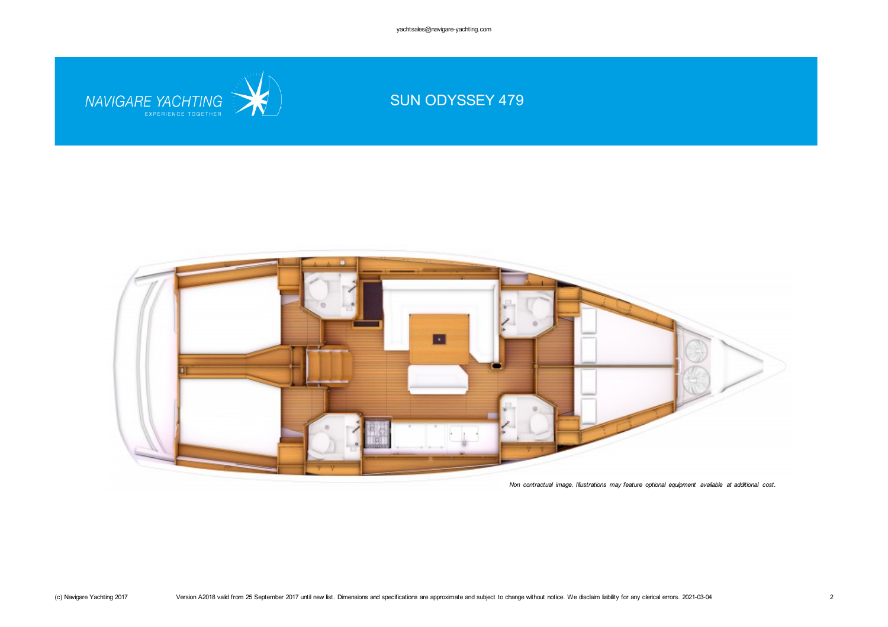yachtsales@navigare-yachting.com

NAVIGARE YACHTING
EXPERIENCE TOGETHER

# SUN ODYSSEY 479

*Non contractual image. Illustrations may feature optional equipment available at additional cost.*

(c) Navigare Yachting 2017 Version A2018 valid from 25 September 2017 until new list. Dimensions and specifications are approximate and subject to change without notice. We disclaim liability for any clerical errors. 2021-03-04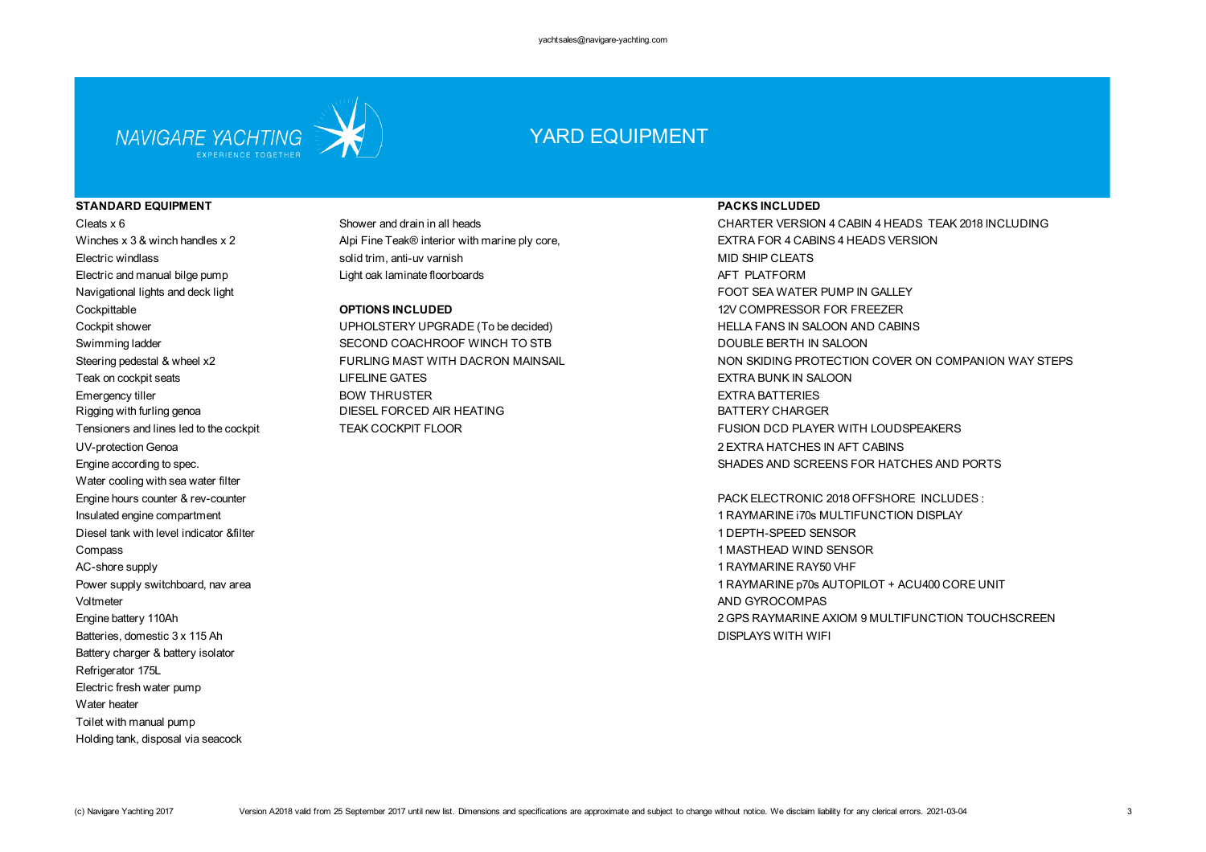NAVIGARE YACHTING
EXPERIENCE TOGETHER

# YARD EQUIPMENT

## STANDARD EQUIPMENT

Cleats x 6
Winches x 3 & winch handles x 2
Electric windlass
Electric and manual bilge pump
Navigational lights and deck light
Cockpittable
Cockpit shower
Swimming ladder
Steering pedestal & wheel x2
Teak on cockpit seats
Emergency tiller
Rigging with furling genoa
Tensioners and lines led to the cockpit
UV-protection Genoa
Engine according to spec.
Water cooling with sea water filter
Engine hours counter & rev-counter
Insulated engine compartment
Diesel tank with level indicator &filter
Compass
AC-shore supply
Power supply switchboard, nav area
Voltmeter
Engine battery 110Ah
Batteries, domestic 3 x 115 Ah
Battery charger & battery isolator
Refrigerator 175L
Electric fresh water pump
Water heater
Toilet with manual pump
Holding tank, disposal via seacock
Shower and drain in all heads
Alpi Fine Teak® interior with marine ply core, solid trim, anti-uv varnish
Light oak laminate floorboards

## OPTIONS INCLUDED

UPHOLSTERY UPGRADE (To be decided)
SECOND COACHROOF WINCH TO STB
FURLING MAST WITH DACRON MAINSAIL
LIFELINE GATES
BOW THRUSTER
DIESEL FORCED AIR HEATING
TEAK COCKPIT FLOOR

## PACKS INCLUDED

CHARTER VERSION 4 CABIN 4 HEADS TEAK 2018 INCLUDING
EXTRA FOR 4 CABINS 4 HEADS VERSION
MID SHIP CLEATS
AFT PLATFORM
FOOT SEA WATER PUMP IN GALLEY
12V COMPRESSOR FOR FREEZER
HELLA FANS IN SALOON AND CABINS
DOUBLE BERTH IN SALOON
NON SKIDING PROTECTION COVER ON COMPANION WAY STEPS
EXTRA BUNK IN SALOON
EXTRA BATTERIES
BATTERY CHARGER
FUSION DCD PLAYER WITH LOUDSPEAKERS
2 EXTRA HATCHES IN AFT CABINS
SHADES AND SCREENS FOR HATCHES AND PORTS

PACK ELECTRONIC 2018 OFFSHORE INCLUDES :
1 RAYMARINE i70s MULTIFUNCTION DISPLAY
1 DEPTH-SPEED SENSOR
1 MASTHEAD WIND SENSOR
1 RAYMARINE RAY50 VHF
1 RAYMARINE p70s AUTOPILOT + ACU400 CORE UNIT AND GYROCOMPAS
2 GPS RAYMARINE AXIOM 9 MULTIFUNCTION TOUCHSCREEN DISPLAYS WITH WIFI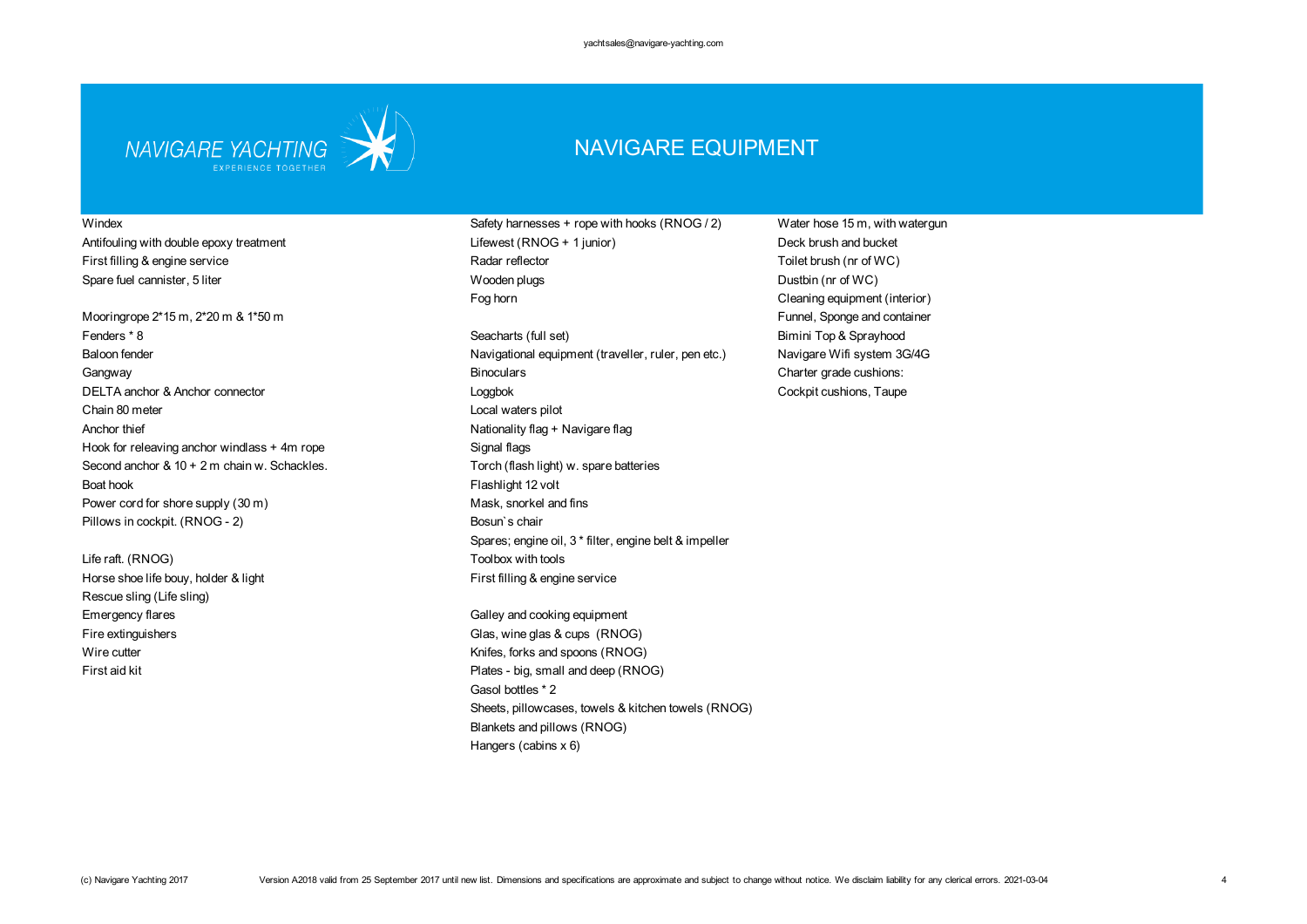NAVIGARE YACHTING
EXPERIENCE TOGETHER

# NAVIGARE EQUIPMENT

Windex
Antifouling with double epoxy treatment
First filling & engine service
Spare fuel cannister, 5 liter

Mooringrope 2*15 m, 2*20 m & 1*50 m
Fenders * 8
Baloon fender
Gangway
DELTA anchor & Anchor connector
Chain 80 meter
Anchor thief
Hook for releaving anchor windlass + 4m rope
Second anchor & 10 + 2 m chain w. Schackles.
Boat hook
Power cord for shore supply (30 m)
Pillows in cockpit. (RNOG - 2)

Life raft. (RNOG)
Horse shoe life bouy, holder & light
Rescue sling (Life sling)
Emergency flares
Fire extinguishers
Wire cutter
First aid kit

Safety harnesses + rope with hooks (RNOG / 2)
Lifewest (RNOG + 1 junior)
Radar reflector
Wooden plugs
Fog horn

Seacharts (full set)
Navigational equipment (traveller, ruler, pen etc.)
Binoculars
Loggbok
Local waters pilot
Nationality flag + Navigare flag
Signal flags
Torch (flash light) w. spare batteries
Flashlight 12 volt
Mask, snorkel and fins
Bosun`s chair
Spares; engine oil, 3 * filter, engine belt & impeller
Toolbox with tools
First filling & engine service

Galley and cooking equipment
Glas, wine glas & cups (RNOG)
Knifes, forks and spoons (RNOG)
Plates - big, small and deep (RNOG)
Gasol bottles * 2
Sheets, pillowcases, towels & kitchen towels (RNOG)
Blankets and pillows (RNOG)
Hangers (cabins x 6)

Water hose 15 m, with watergun
Deck brush and bucket
Toilet brush (nr of WC)
Dustbin (nr of WC)
Cleaning equipment (interior)
Funnel, Sponge and container
Bimini Top & Sprayhood
Navigare Wifi system 3G/4G
Charter grade cushions:
Cockpit cushions, Taupe